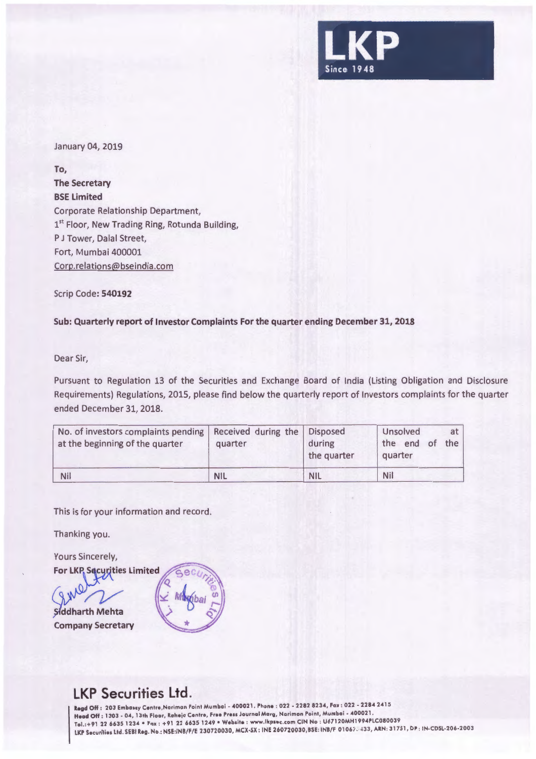LKP
Since 1948

January 04, 2019

**To,**
**The Secretary**
**BSE Limited**
Corporate Relationship Department,
1st Floor, New Trading Ring, Rotunda Building,
P J Tower, Dalal Street,
Fort, Mumbai 400001
Corp.relations@bseindia.com

Scrip Code: **540192**

**Sub: Quarterly report of Investor Complaints For the quarter ending December 31, 2018**

Dear Sir,

Pursuant to Regulation 13 of the Securities and Exchange Board of India (Listing Obligation and Disclosure Requirements) Regulations, 2015, please find below the quarterly report of Investors complaints for the quarter ended December 31, 2018.

| No. of investors complaints pending at the beginning of the quarter | Received during the quarter | Disposed during the quarter | Unsolved at the end of the quarter |
|---|---|---|---|
| Nil | NIL | NIL | Nil |

This is for your information and record.

Thanking you.

Yours Sincerely,
**For LKP Securities Limited**

**Siddharth Mehta**
**Company Secretary**

## LKP Securities Ltd.

**Regd Off:** 203 Embassy Centre,Nariman Point Mumbai - 400021. Phone : 022 - 2282 8234, Fax : 022 - 2284 2415
**Head Off:** 1303 - 04, 13th Floor, Raheja Centre, Free Press Journal Marg, Nariman Point, Mumbai - 400021.
Tel.:+91 22 6635 1234 • Fax : +91 22 6635 1249 • Website : www.lkpsec.com CIN No : U67120MH1994PLC080039
LKP Securities Ltd. SEBI Reg. No : NSE:INB/F/E 230720030, MCX-SX : INE 260720030,BSE: INB/F 01067. 433, ARN: 31751, DP : IN-CDSL-206-2003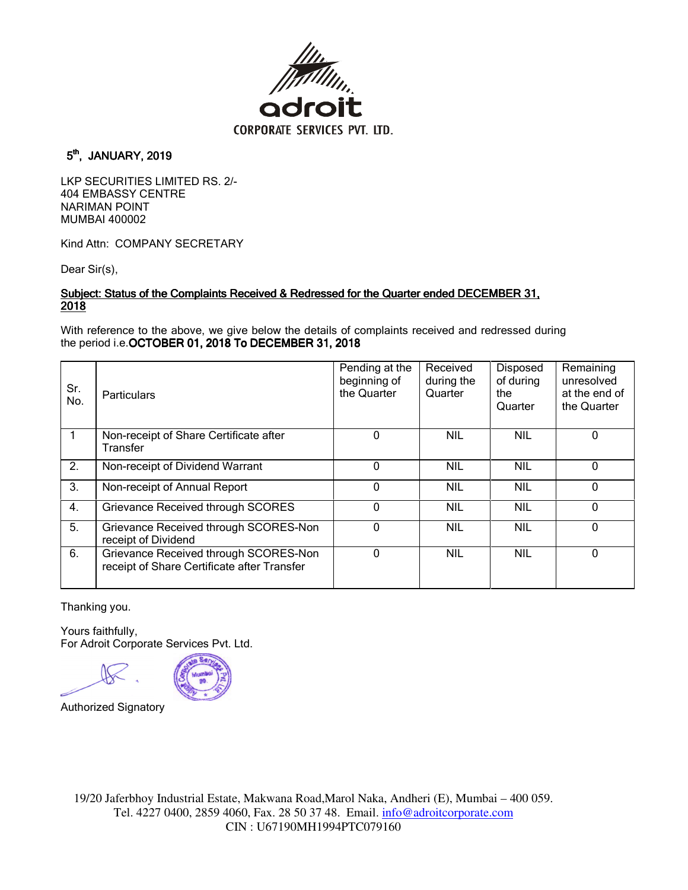adroit

CORPORATE SERVICES PVT. LTD.

5th, JANUARY, 2019

LKP SECURITIES LIMITED RS. 2/-
404 EMBASSY CENTRE
NARIMAN POINT
MUMBAI 400002

Kind Attn: COMPANY SECRETARY

Dear Sir(s),

**Subject: Status of the Complaints Received & Redressed for the Quarter ended DECEMBER 31, 2018**

With reference to the above, we give below the details of complaints received and redressed during the period i.e.**OCTOBER 01, 2018 To DECEMBER 31, 2018**

| Sr. No. | Particulars | Pending at the beginning of the Quarter | Received during the Quarter | Disposed of during the Quarter | Remaining unresolved at the end of the Quarter |
|---|---|---|---|---|---|
| 1 | Non-receipt of Share Certificate after Transfer | 0 | NIL | NIL | 0 |
| 2. | Non-receipt of Dividend Warrant | 0 | NIL | NIL | 0 |
| 3. | Non-receipt of Annual Report | 0 | NIL | NIL | 0 |
| 4. | Grievance Received through SCORES | 0 | NIL | NIL | 0 |
| 5. | Grievance Received through SCORES-Non receipt of Dividend | 0 | NIL | NIL | 0 |
| 6. | Grievance Received through SCORES-Non receipt of Share Certificate after Transfer | 0 | NIL | NIL | 0 |

Thanking you.

Yours faithfully,
For Adroit Corporate Services Pvt. Ltd.

Authorized Signatory

19/20 Jaferbhoy Industrial Estate, Makwana Road,Marol Naka, Andheri (E), Mumbai – 400 059.
Tel. 4227 0400, 2859 4060, Fax. 28 50 37 48. Email. info@adroitcorporate.com
CIN : U67190MH1994PTC079160